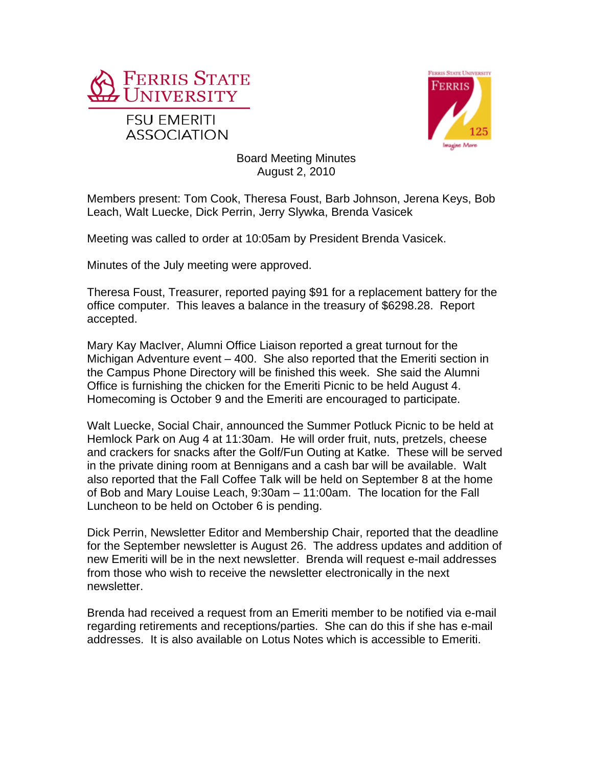FERRIS STATE UNIVERSITY

FSU EMERITI ASSOCIATION

# Board Meeting Minutes
August 2, 2010

Members present: Tom Cook, Theresa Foust, Barb Johnson, Jerena Keys, Bob Leach, Walt Luecke, Dick Perrin, Jerry Slywka, Brenda Vasicek

Meeting was called to order at 10:05am by President Brenda Vasicek.

Minutes of the July meeting were approved.

Theresa Foust, Treasurer, reported paying $91 for a replacement battery for the office computer. This leaves a balance in the treasury of $6298.28. Report accepted.

Mary Kay MacIver, Alumni Office Liaison reported a great turnout for the Michigan Adventure event – 400. She also reported that the Emeriti section in the Campus Phone Directory will be finished this week. She said the Alumni Office is furnishing the chicken for the Emeriti Picnic to be held August 4. Homecoming is October 9 and the Emeriti are encouraged to participate.

Walt Luecke, Social Chair, announced the Summer Potluck Picnic to be held at Hemlock Park on Aug 4 at 11:30am. He will order fruit, nuts, pretzels, cheese and crackers for snacks after the Golf/Fun Outing at Katke. These will be served in the private dining room at Bennigans and a cash bar will be available. Walt also reported that the Fall Coffee Talk will be held on September 8 at the home of Bob and Mary Louise Leach, 9:30am – 11:00am. The location for the Fall Luncheon to be held on October 6 is pending.

Dick Perrin, Newsletter Editor and Membership Chair, reported that the deadline for the September newsletter is August 26. The address updates and addition of new Emeriti will be in the next newsletter. Brenda will request e-mail addresses from those who wish to receive the newsletter electronically in the next newsletter.

Brenda had received a request from an Emeriti member to be notified via e-mail regarding retirements and receptions/parties. She can do this if she has e-mail addresses. It is also available on Lotus Notes which is accessible to Emeriti.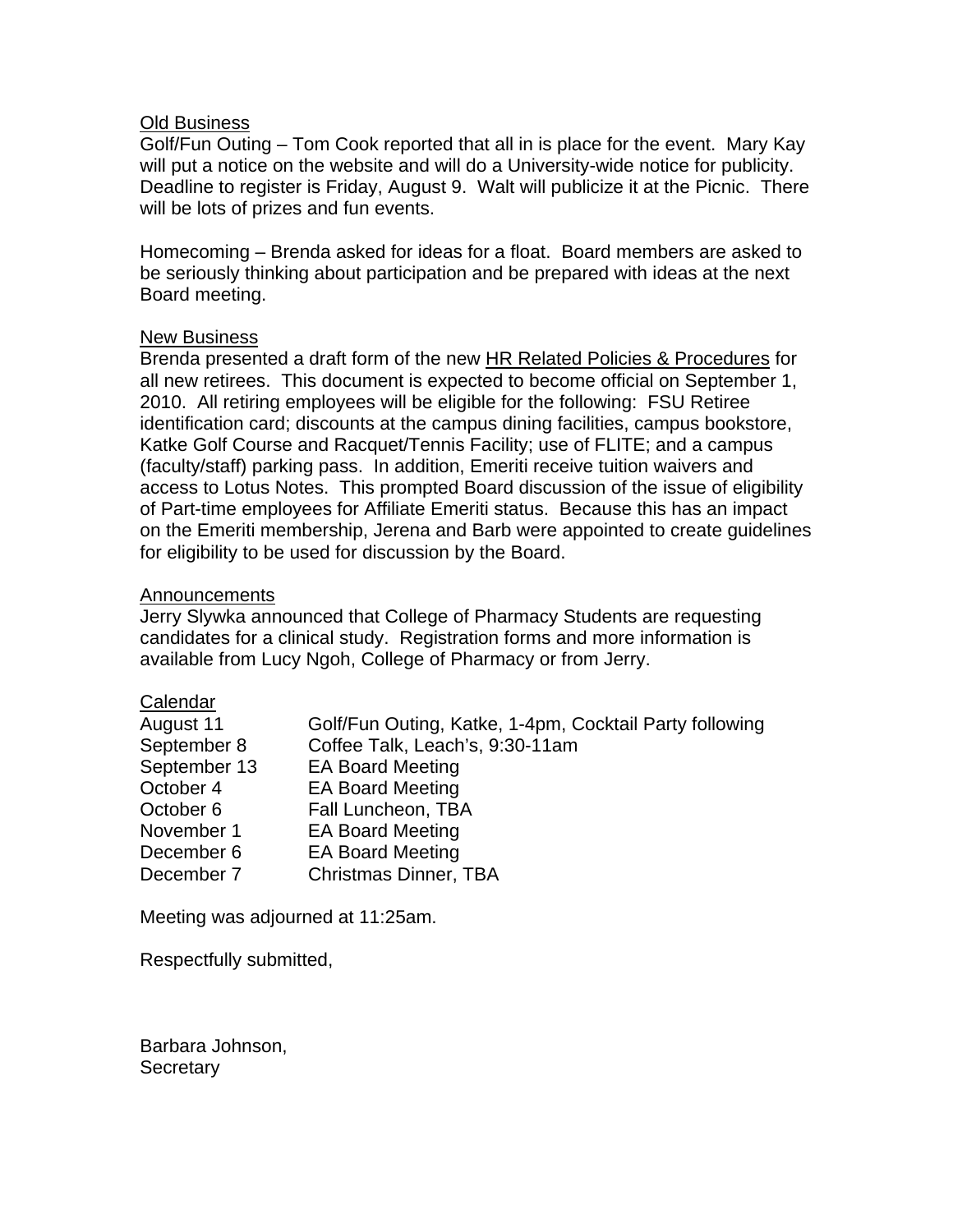Old Business

Golf/Fun Outing – Tom Cook reported that all in is place for the event. Mary Kay will put a notice on the website and will do a University-wide notice for publicity. Deadline to register is Friday, August 9. Walt will publicize it at the Picnic. There will be lots of prizes and fun events.

Homecoming – Brenda asked for ideas for a float. Board members are asked to be seriously thinking about participation and be prepared with ideas at the next Board meeting.

New Business

Brenda presented a draft form of the new HR Related Policies & Procedures for all new retirees. This document is expected to become official on September 1, 2010. All retiring employees will be eligible for the following: FSU Retiree identification card; discounts at the campus dining facilities, campus bookstore, Katke Golf Course and Racquet/Tennis Facility; use of FLITE; and a campus (faculty/staff) parking pass. In addition, Emeriti receive tuition waivers and access to Lotus Notes. This prompted Board discussion of the issue of eligibility of Part-time employees for Affiliate Emeriti status. Because this has an impact on the Emeriti membership, Jerena and Barb were appointed to create guidelines for eligibility to be used for discussion by the Board.

Announcements

Jerry Slywka announced that College of Pharmacy Students are requesting candidates for a clinical study. Registration forms and more information is available from Lucy Ngoh, College of Pharmacy or from Jerry.

Calendar

| | |
|---|---|
| August 11 | Golf/Fun Outing, Katke, 1-4pm, Cocktail Party following |
| September 8 | Coffee Talk, Leach's, 9:30-11am |
| September 13 | EA Board Meeting |
| October 4 | EA Board Meeting |
| October 6 | Fall Luncheon, TBA |
| November 1 | EA Board Meeting |
| December 6 | EA Board Meeting |
| December 7 | Christmas Dinner, TBA |

Meeting was adjourned at 11:25am.

Respectfully submitted,

Barbara Johnson,
Secretary